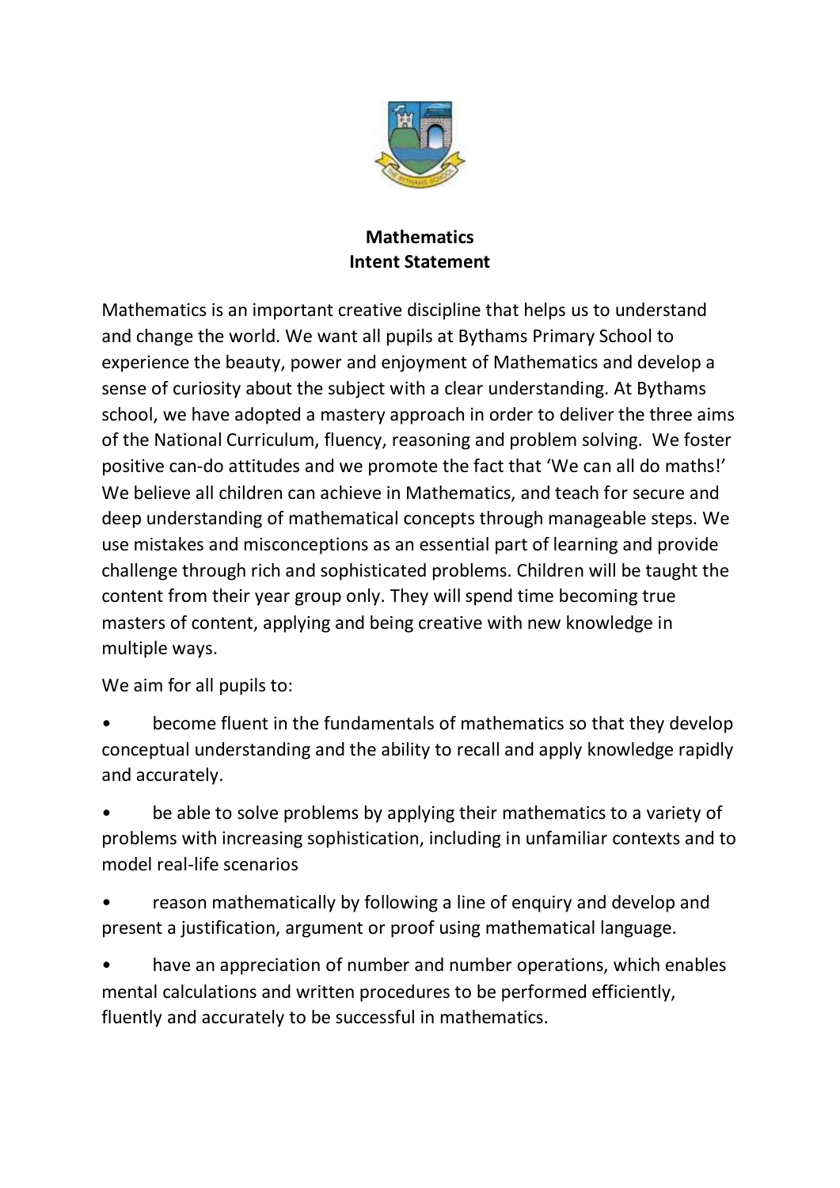# Mathematics
# Intent Statement

Mathematics is an important creative discipline that helps us to understand and change the world. We want all pupils at Bythams Primary School to experience the beauty, power and enjoyment of Mathematics and develop a sense of curiosity about the subject with a clear understanding. At Bythams school, we have adopted a mastery approach in order to deliver the three aims of the National Curriculum, fluency, reasoning and problem solving. We foster positive can-do attitudes and we promote the fact that 'We can all do maths!' We believe all children can achieve in Mathematics, and teach for secure and deep understanding of mathematical concepts through manageable steps. We use mistakes and misconceptions as an essential part of learning and provide challenge through rich and sophisticated problems. Children will be taught the content from their year group only. They will spend time becoming true masters of content, applying and being creative with new knowledge in multiple ways.

We aim for all pupils to:

- become fluent in the fundamentals of mathematics so that they develop conceptual understanding and the ability to recall and apply knowledge rapidly and accurately.
- be able to solve problems by applying their mathematics to a variety of problems with increasing sophistication, including in unfamiliar contexts and to model real-life scenarios
- reason mathematically by following a line of enquiry and develop and present a justification, argument or proof using mathematical language.
- have an appreciation of number and number operations, which enables mental calculations and written procedures to be performed efficiently, fluently and accurately to be successful in mathematics.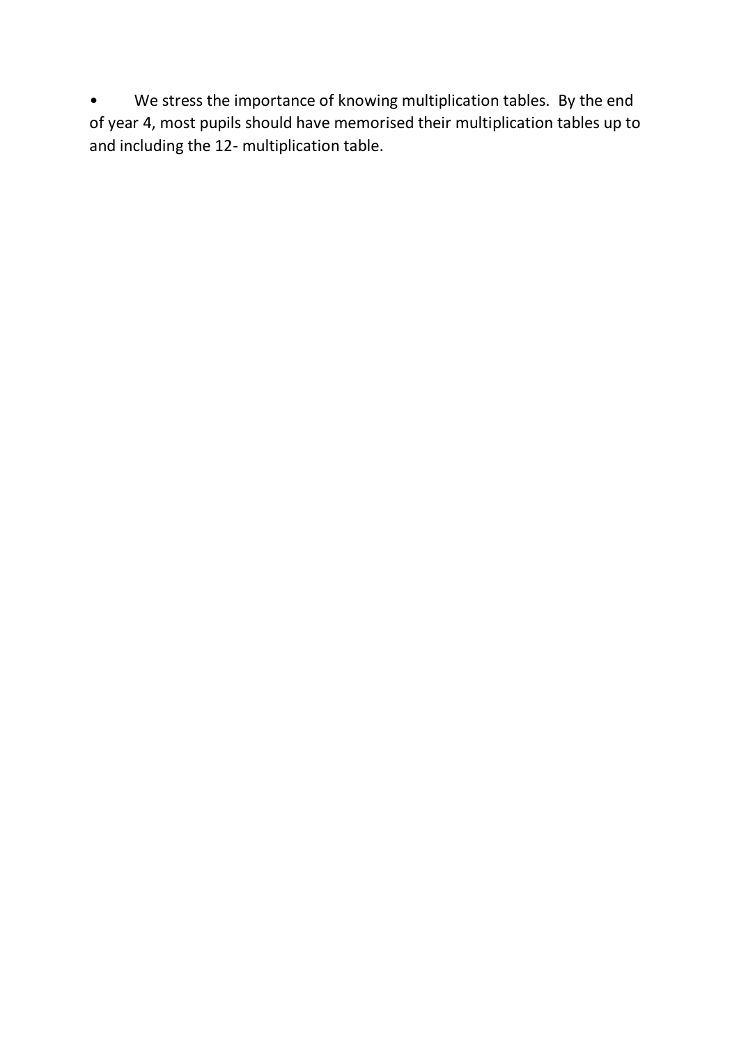- We stress the importance of knowing multiplication tables. By the end of year 4, most pupils should have memorised their multiplication tables up to and including the 12- multiplication table.